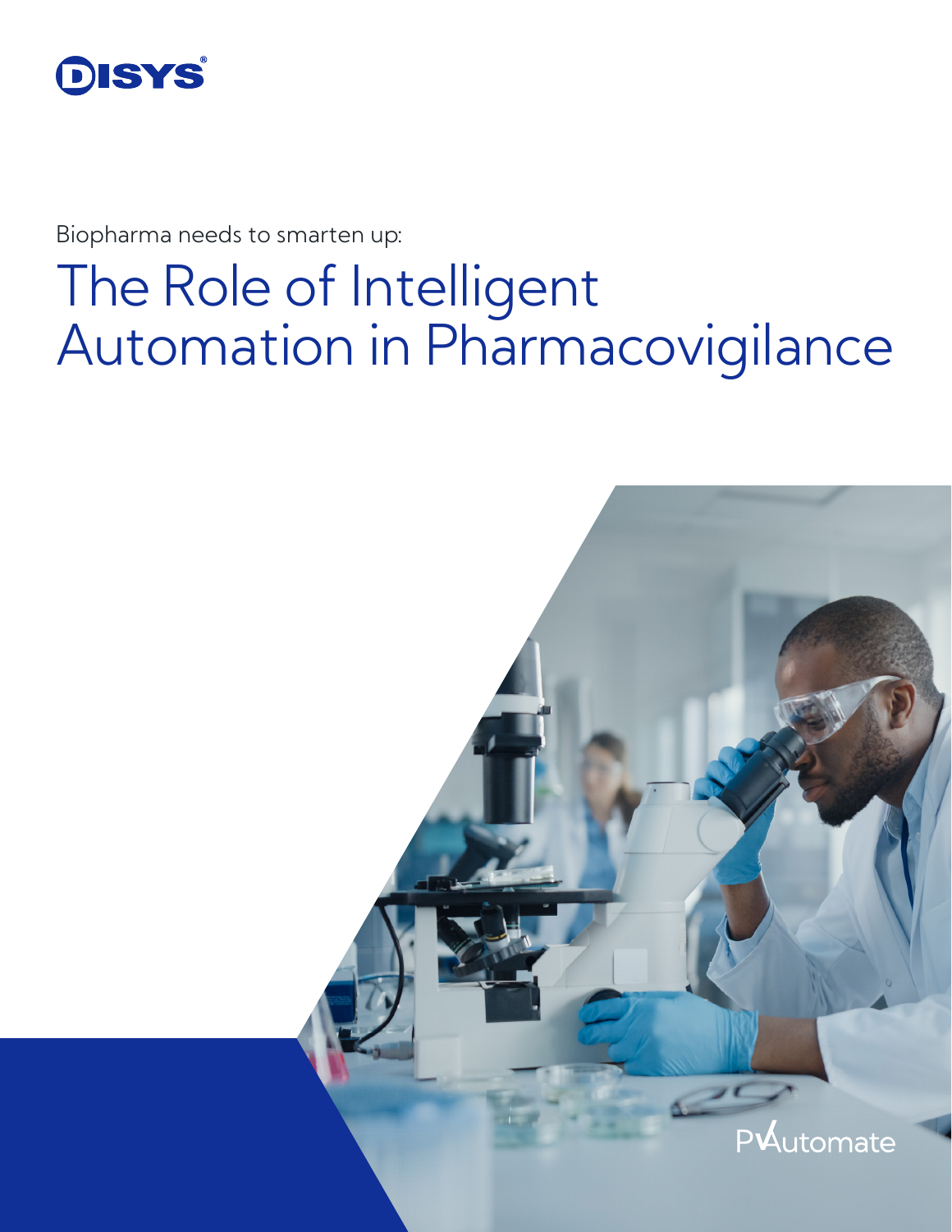DISYS

Biopharma needs to smarten up:

# The Role of Intelligent Automation in Pharmacovigilance

PVAutomate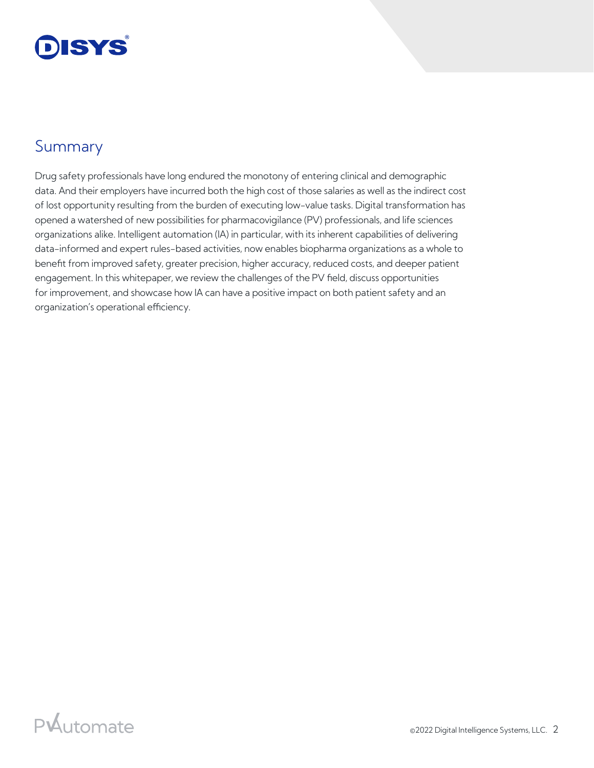## Summary

Drug safety professionals have long endured the monotony of entering clinical and demographic data. And their employers have incurred both the high cost of those salaries as well as the indirect cost of lost opportunity resulting from the burden of executing low-value tasks. Digital transformation has opened a watershed of new possibilities for pharmacovigilance (PV) professionals, and life sciences organizations alike. Intelligent automation (IA) in particular, with its inherent capabilities of delivering data-informed and expert rules-based activities, now enables biopharma organizations as a whole to benefit from improved safety, greater precision, higher accuracy, reduced costs, and deeper patient engagement. In this whitepaper, we review the challenges of the PV field, discuss opportunities for improvement, and showcase how IA can have a positive impact on both patient safety and an organization's operational efficiency.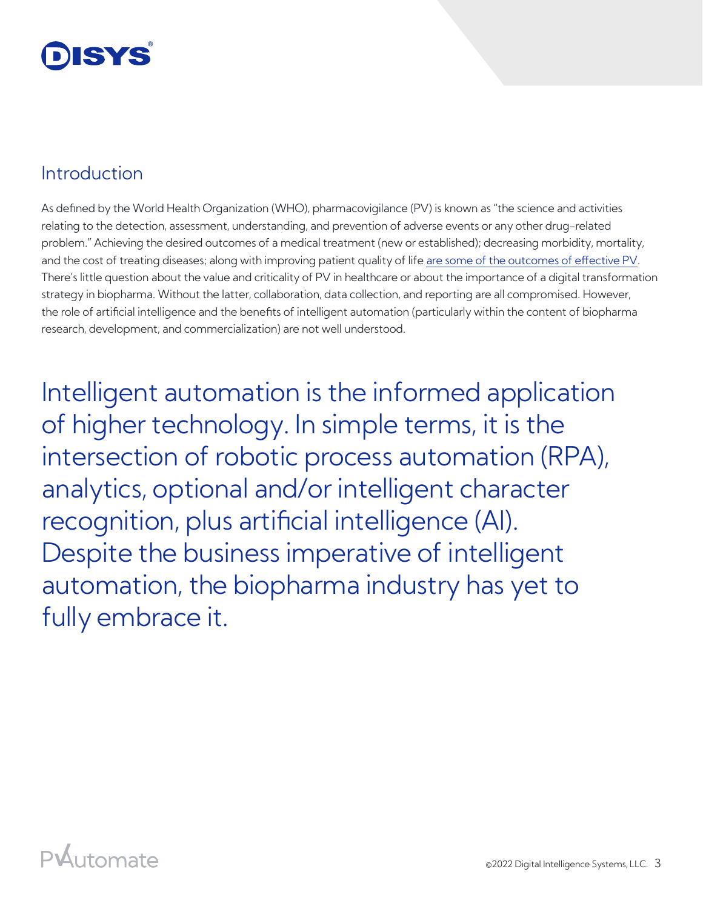## Introduction

As defined by the World Health Organization (WHO), pharmacovigilance (PV) is known as "the science and activities relating to the detection, assessment, understanding, and prevention of adverse events or any other drug-related problem." Achieving the desired outcomes of a medical treatment (new or established); decreasing morbidity, mortality, and the cost of treating diseases; along with improving patient quality of life are some of the outcomes of effective PV. There's little question about the value and criticality of PV in healthcare or about the importance of a digital transformation strategy in biopharma. Without the latter, collaboration, data collection, and reporting are all compromised. However, the role of artificial intelligence and the benefits of intelligent automation (particularly within the content of biopharma research, development, and commercialization) are not well understood.

Intelligent automation is the informed application of higher technology. In simple terms, it is the intersection of robotic process automation (RPA), analytics, optional and/or intelligent character recognition, plus artificial intelligence (AI). Despite the business imperative of intelligent automation, the biopharma industry has yet to fully embrace it.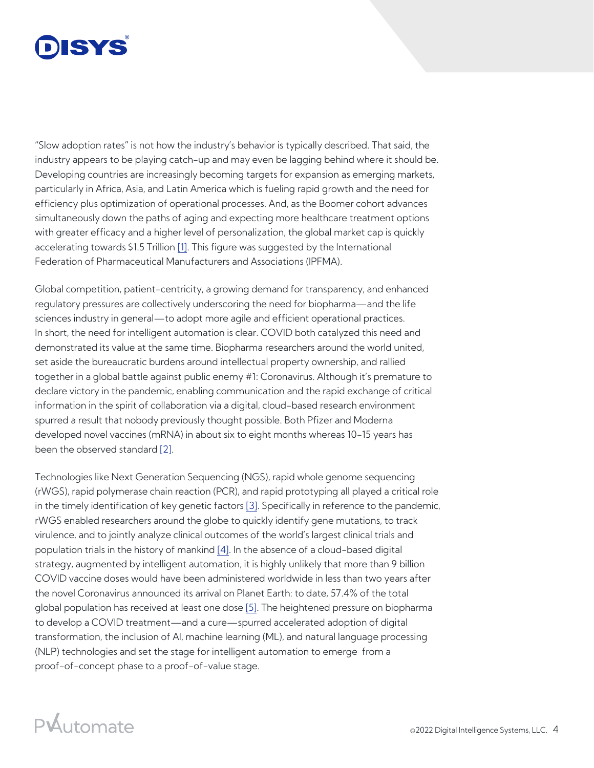"Slow adoption rates" is not how the industry's behavior is typically described. That said, the industry appears to be playing catch-up and may even be lagging behind where it should be. Developing countries are increasingly becoming targets for expansion as emerging markets, particularly in Africa, Asia, and Latin America which is fueling rapid growth and the need for efficiency plus optimization of operational processes. And, as the Boomer cohort advances simultaneously down the paths of aging and expecting more healthcare treatment options with greater efficacy and a higher level of personalization, the global market cap is quickly accelerating towards $1.5 Trillion [1]. This figure was suggested by the International Federation of Pharmaceutical Manufacturers and Associations (IPFMA).

Global competition, patient-centricity, a growing demand for transparency, and enhanced regulatory pressures are collectively underscoring the need for biopharma—and the life sciences industry in general—to adopt more agile and efficient operational practices. In short, the need for intelligent automation is clear. COVID both catalyzed this need and demonstrated its value at the same time. Biopharma researchers around the world united, set aside the bureaucratic burdens around intellectual property ownership, and rallied together in a global battle against public enemy #1: Coronavirus. Although it's premature to declare victory in the pandemic, enabling communication and the rapid exchange of critical information in the spirit of collaboration via a digital, cloud-based research environment spurred a result that nobody previously thought possible. Both Pfizer and Moderna developed novel vaccines (mRNA) in about six to eight months whereas 10-15 years has been the observed standard [2].

Technologies like Next Generation Sequencing (NGS), rapid whole genome sequencing (rWGS), rapid polymerase chain reaction (PCR), and rapid prototyping all played a critical role in the timely identification of key genetic factors [3]. Specifically in reference to the pandemic, rWGS enabled researchers around the globe to quickly identify gene mutations, to track virulence, and to jointly analyze clinical outcomes of the world's largest clinical trials and population trials in the history of mankind [4]. In the absence of a cloud-based digital strategy, augmented by intelligent automation, it is highly unlikely that more than 9 billion COVID vaccine doses would have been administered worldwide in less than two years after the novel Coronavirus announced its arrival on Planet Earth: to date, 57.4% of the total global population has received at least one dose [5]. The heightened pressure on biopharma to develop a COVID treatment—and a cure—spurred accelerated adoption of digital transformation, the inclusion of AI, machine learning (ML), and natural language processing (NLP) technologies and set the stage for intelligent automation to emerge from a proof-of-concept phase to a proof-of-value stage.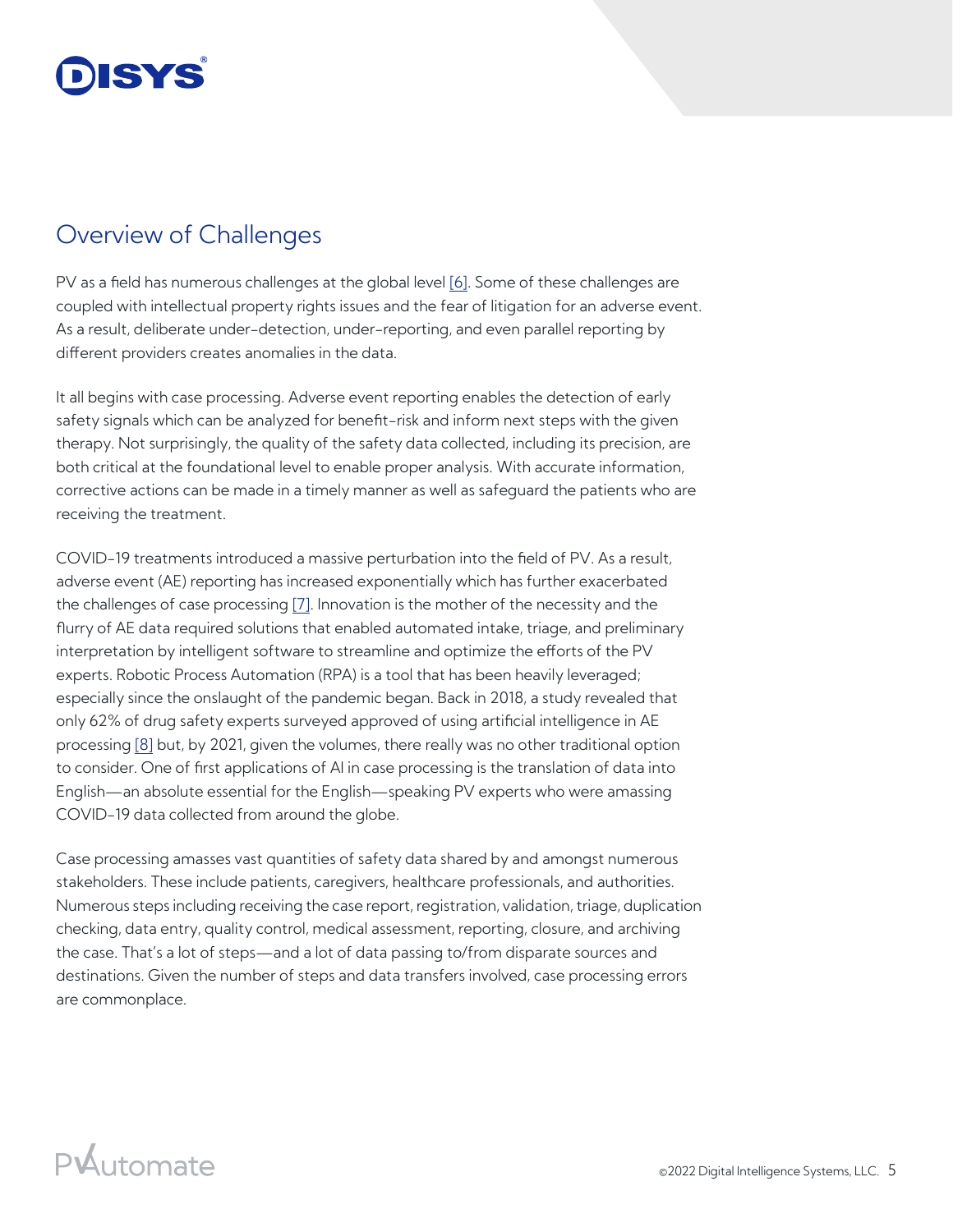## Overview of Challenges

PV as a field has numerous challenges at the global level [6]. Some of these challenges are coupled with intellectual property rights issues and the fear of litigation for an adverse event. As a result, deliberate under-detection, under-reporting, and even parallel reporting by different providers creates anomalies in the data.

It all begins with case processing. Adverse event reporting enables the detection of early safety signals which can be analyzed for benefit-risk and inform next steps with the given therapy. Not surprisingly, the quality of the safety data collected, including its precision, are both critical at the foundational level to enable proper analysis. With accurate information, corrective actions can be made in a timely manner as well as safeguard the patients who are receiving the treatment.

COVID-19 treatments introduced a massive perturbation into the field of PV. As a result, adverse event (AE) reporting has increased exponentially which has further exacerbated the challenges of case processing [7]. Innovation is the mother of the necessity and the flurry of AE data required solutions that enabled automated intake, triage, and preliminary interpretation by intelligent software to streamline and optimize the efforts of the PV experts. Robotic Process Automation (RPA) is a tool that has been heavily leveraged; especially since the onslaught of the pandemic began. Back in 2018, a study revealed that only 62% of drug safety experts surveyed approved of using artificial intelligence in AE processing [8] but, by 2021, given the volumes, there really was no other traditional option to consider. One of first applications of AI in case processing is the translation of data into English—an absolute essential for the English—speaking PV experts who were amassing COVID-19 data collected from around the globe.

Case processing amasses vast quantities of safety data shared by and amongst numerous stakeholders. These include patients, caregivers, healthcare professionals, and authorities. Numerous steps including receiving the case report, registration, validation, triage, duplication checking, data entry, quality control, medical assessment, reporting, closure, and archiving the case. That's a lot of steps—and a lot of data passing to/from disparate sources and destinations. Given the number of steps and data transfers involved, case processing errors are commonplace.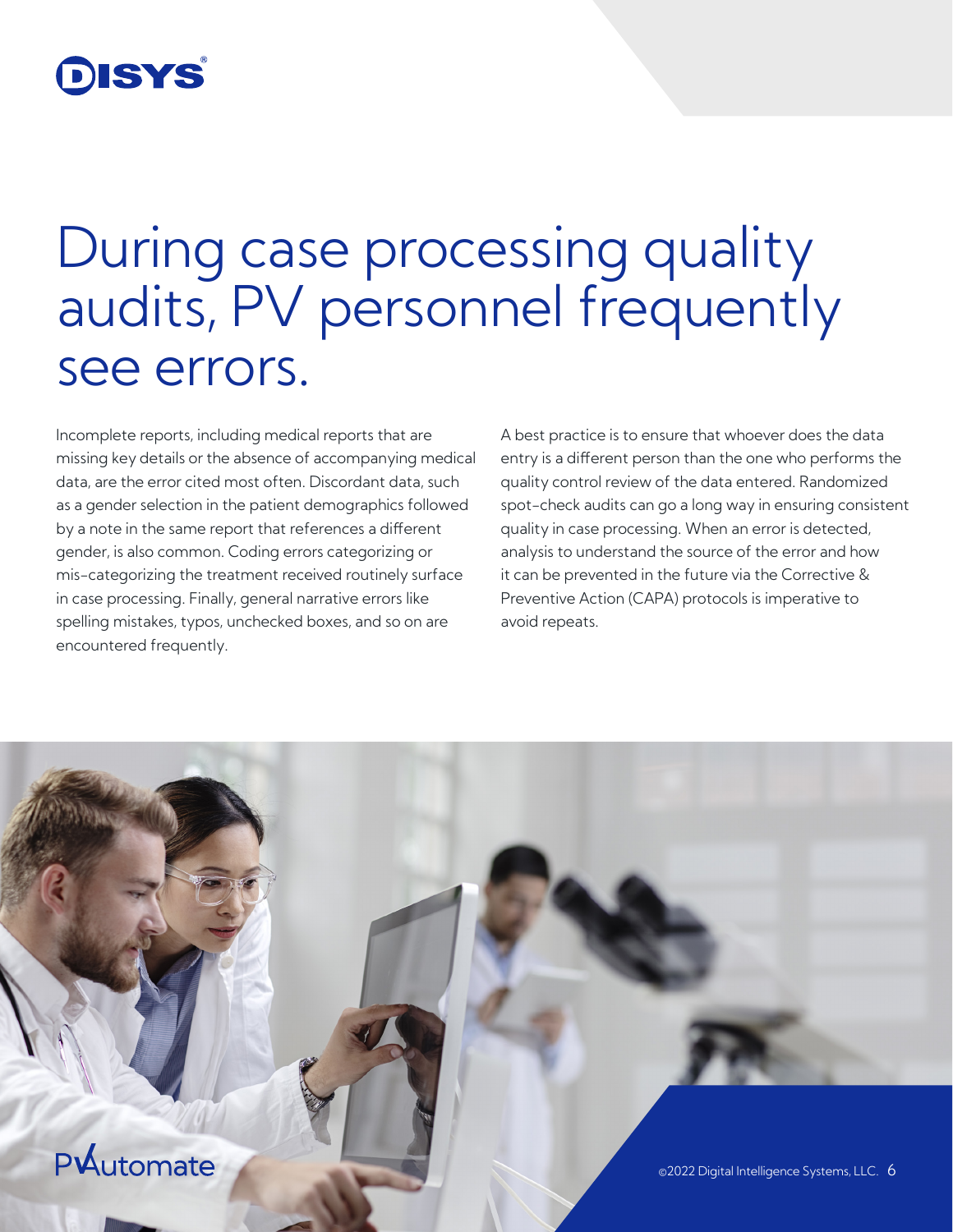# During case processing quality audits, PV personnel frequently see errors.

Incomplete reports, including medical reports that are missing key details or the absence of accompanying medical data, are the error cited most often. Discordant data, such as a gender selection in the patient demographics followed by a note in the same report that references a different gender, is also common. Coding errors categorizing or mis-categorizing the treatment received routinely surface in case processing. Finally, general narrative errors like spelling mistakes, typos, unchecked boxes, and so on are encountered frequently.

A best practice is to ensure that whoever does the data entry is a different person than the one who performs the quality control review of the data entered. Randomized spot-check audits can go a long way in ensuring consistent quality in case processing. When an error is detected, analysis to understand the source of the error and how it can be prevented in the future via the Corrective & Preventive Action (CAPA) protocols is imperative to avoid repeats.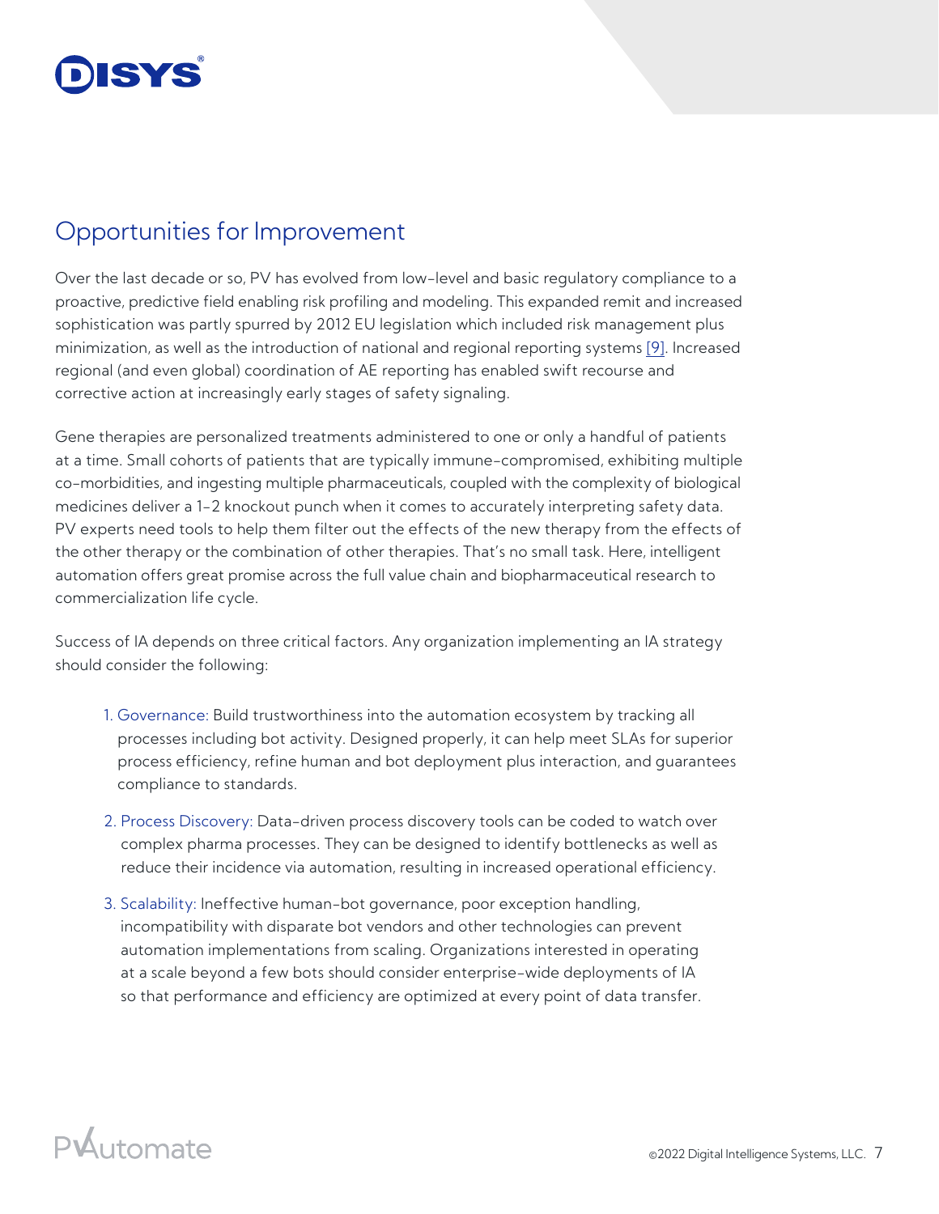## Opportunities for Improvement

Over the last decade or so, PV has evolved from low-level and basic regulatory compliance to a proactive, predictive field enabling risk profiling and modeling. This expanded remit and increased sophistication was partly spurred by 2012 EU legislation which included risk management plus minimization, as well as the introduction of national and regional reporting systems [9]. Increased regional (and even global) coordination of AE reporting has enabled swift recourse and corrective action at increasingly early stages of safety signaling.

Gene therapies are personalized treatments administered to one or only a handful of patients at a time. Small cohorts of patients that are typically immune-compromised, exhibiting multiple co-morbidities, and ingesting multiple pharmaceuticals, coupled with the complexity of biological medicines deliver a 1-2 knockout punch when it comes to accurately interpreting safety data. PV experts need tools to help them filter out the effects of the new therapy from the effects of the other therapy or the combination of other therapies. That's no small task. Here, intelligent automation offers great promise across the full value chain and biopharmaceutical research to commercialization life cycle.

Success of IA depends on three critical factors. Any organization implementing an IA strategy should consider the following:

1. Governance: Build trustworthiness into the automation ecosystem by tracking all processes including bot activity. Designed properly, it can help meet SLAs for superior process efficiency, refine human and bot deployment plus interaction, and guarantees compliance to standards.
2. Process Discovery: Data-driven process discovery tools can be coded to watch over complex pharma processes. They can be designed to identify bottlenecks as well as reduce their incidence via automation, resulting in increased operational efficiency.
3. Scalability: Ineffective human-bot governance, poor exception handling, incompatibility with disparate bot vendors and other technologies can prevent automation implementations from scaling. Organizations interested in operating at a scale beyond a few bots should consider enterprise-wide deployments of IA so that performance and efficiency are optimized at every point of data transfer.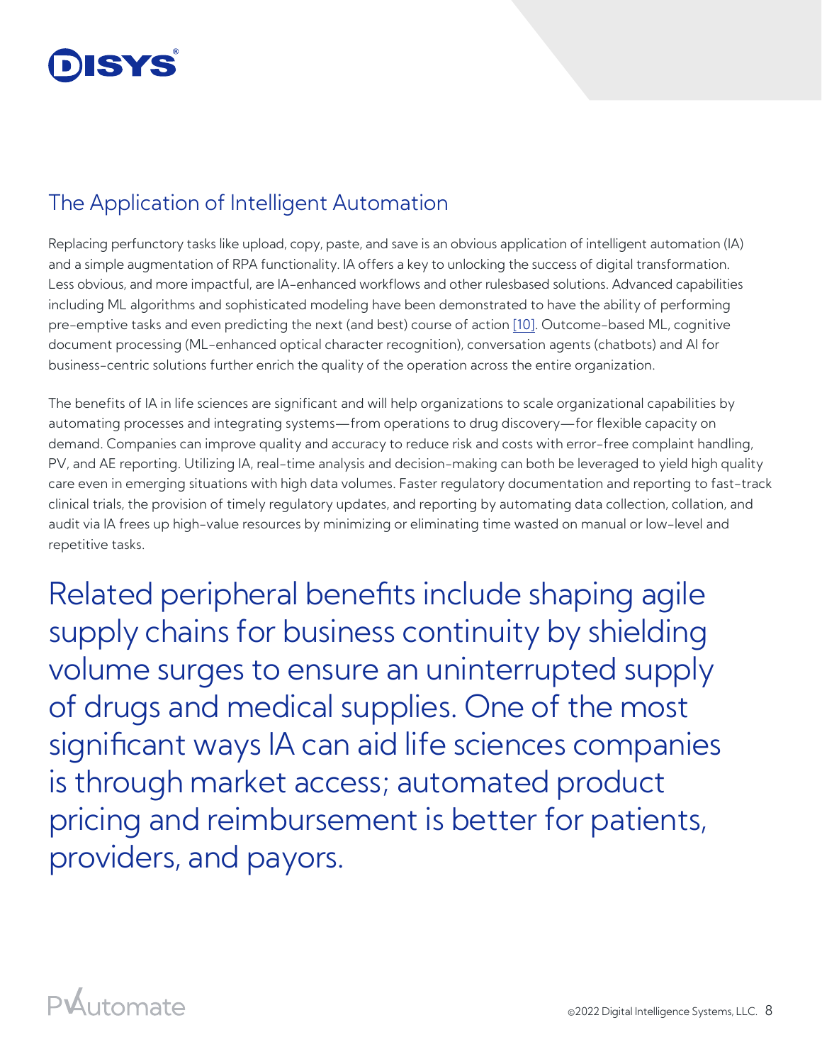## The Application of Intelligent Automation

Replacing perfunctory tasks like upload, copy, paste, and save is an obvious application of intelligent automation (IA) and a simple augmentation of RPA functionality. IA offers a key to unlocking the success of digital transformation. Less obvious, and more impactful, are IA-enhanced workflows and other rulesbased solutions. Advanced capabilities including ML algorithms and sophisticated modeling have been demonstrated to have the ability of performing pre-emptive tasks and even predicting the next (and best) course of action [10]. Outcome-based ML, cognitive document processing (ML-enhanced optical character recognition), conversation agents (chatbots) and AI for business-centric solutions further enrich the quality of the operation across the entire organization.

The benefits of IA in life sciences are significant and will help organizations to scale organizational capabilities by automating processes and integrating systems—from operations to drug discovery—for flexible capacity on demand. Companies can improve quality and accuracy to reduce risk and costs with error-free complaint handling, PV, and AE reporting. Utilizing IA, real-time analysis and decision-making can both be leveraged to yield high quality care even in emerging situations with high data volumes. Faster regulatory documentation and reporting to fast-track clinical trials, the provision of timely regulatory updates, and reporting by automating data collection, collation, and audit via IA frees up high-value resources by minimizing or eliminating time wasted on manual or low-level and repetitive tasks.

Related peripheral benefits include shaping agile supply chains for business continuity by shielding volume surges to ensure an uninterrupted supply of drugs and medical supplies. One of the most significant ways IA can aid life sciences companies is through market access; automated product pricing and reimbursement is better for patients, providers, and payors.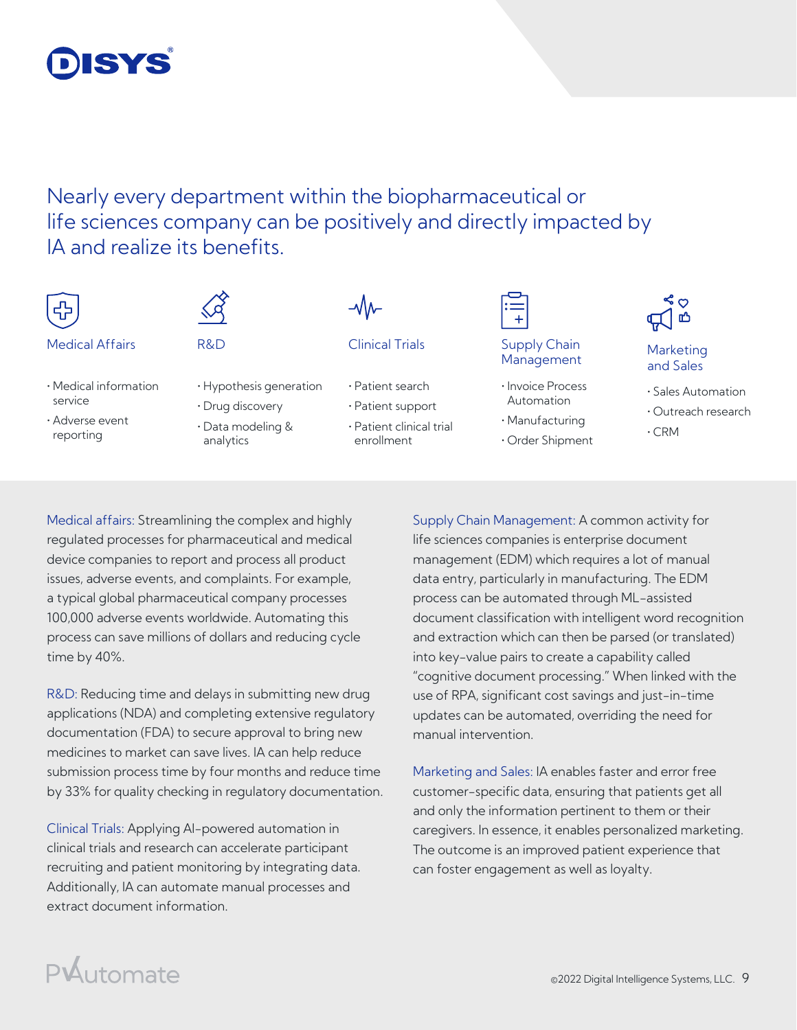## Nearly every department within the biopharmaceutical or life sciences company can be positively and directly impacted by IA and realize its benefits.

**Medical Affairs**

- Medical information service
- Adverse event reporting

**R&D**

- Hypothesis generation
- Drug discovery
- Data modeling & analytics

**Clinical Trials**

- Patient search
- Patient support
- Patient clinical trial enrollment

**Supply Chain Management**

- Invoice Process Automation
- Manufacturing
- Order Shipment

**Marketing and Sales**

- Sales Automation
- Outreach research
- CRM

Medical affairs: Streamlining the complex and highly regulated processes for pharmaceutical and medical device companies to report and process all product issues, adverse events, and complaints. For example, a typical global pharmaceutical company processes 100,000 adverse events worldwide. Automating this process can save millions of dollars and reducing cycle time by 40%.

R&D: Reducing time and delays in submitting new drug applications (NDA) and completing extensive regulatory documentation (FDA) to secure approval to bring new medicines to market can save lives. IA can help reduce submission process time by four months and reduce time by 33% for quality checking in regulatory documentation.

Clinical Trials: Applying AI-powered automation in clinical trials and research can accelerate participant recruiting and patient monitoring by integrating data. Additionally, IA can automate manual processes and extract document information.

Supply Chain Management: A common activity for life sciences companies is enterprise document management (EDM) which requires a lot of manual data entry, particularly in manufacturing. The EDM process can be automated through ML-assisted document classification with intelligent word recognition and extraction which can then be parsed (or translated) into key-value pairs to create a capability called "cognitive document processing." When linked with the use of RPA, significant cost savings and just-in-time updates can be automated, overriding the need for manual intervention.

Marketing and Sales: IA enables faster and error free customer-specific data, ensuring that patients get all and only the information pertinent to them or their caregivers. In essence, it enables personalized marketing. The outcome is an improved patient experience that can foster engagement as well as loyalty.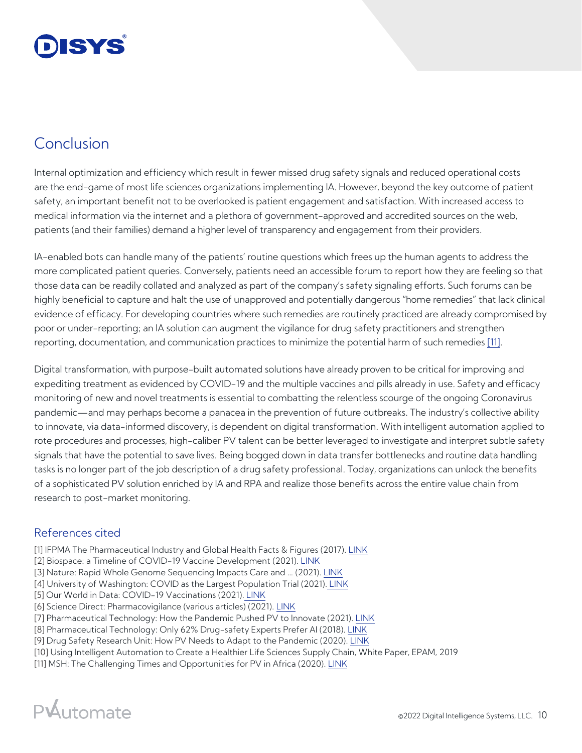## Conclusion

Internal optimization and efficiency which result in fewer missed drug safety signals and reduced operational costs are the end-game of most life sciences organizations implementing IA. However, beyond the key outcome of patient safety, an important benefit not to be overlooked is patient engagement and satisfaction. With increased access to medical information via the internet and a plethora of government-approved and accredited sources on the web, patients (and their families) demand a higher level of transparency and engagement from their providers.

IA-enabled bots can handle many of the patients' routine questions which frees up the human agents to address the more complicated patient queries. Conversely, patients need an accessible forum to report how they are feeling so that those data can be readily collated and analyzed as part of the company's safety signaling efforts. Such forums can be highly beneficial to capture and halt the use of unapproved and potentially dangerous "home remedies" that lack clinical evidence of efficacy. For developing countries where such remedies are routinely practiced are already compromised by poor or under-reporting; an IA solution can augment the vigilance for drug safety practitioners and strengthen reporting, documentation, and communication practices to minimize the potential harm of such remedies [11].

Digital transformation, with purpose-built automated solutions have already proven to be critical for improving and expediting treatment as evidenced by COVID-19 and the multiple vaccines and pills already in use. Safety and efficacy monitoring of new and novel treatments is essential to combatting the relentless scourge of the ongoing Coronavirus pandemic—and may perhaps become a panacea in the prevention of future outbreaks. The industry's collective ability to innovate, via data-informed discovery, is dependent on digital transformation. With intelligent automation applied to rote procedures and processes, high-caliber PV talent can be better leveraged to investigate and interpret subtle safety signals that have the potential to save lives. Being bogged down in data transfer bottlenecks and routine data handling tasks is no longer part of the job description of a drug safety professional. Today, organizations can unlock the benefits of a sophisticated PV solution enriched by IA and RPA and realize those benefits across the entire value chain from research to post-market monitoring.

### References cited

[1] IFPMA The Pharmaceutical Industry and Global Health Facts & Figures (2017). LINK
[2] Biospace: a Timeline of COVID-19 Vaccine Development (2021). LINK
[3] Nature: Rapid Whole Genome Sequencing Impacts Care and ... (2021). LINK
[4] University of Washington: COVID as the Largest Population Trial (2021). LINK
[5] Our World in Data: COVID-19 Vaccinations (2021). LINK
[6] Science Direct: Pharmacovigilance (various articles) (2021). LINK
[7] Pharmaceutical Technology: How the Pandemic Pushed PV to Innovate (2021). LINK
[8] Pharmaceutical Technology: Only 62% Drug-safety Experts Prefer AI (2018). LINK
[9] Drug Safety Research Unit: How PV Needs to Adapt to the Pandemic (2020). LINK
[10] Using Intelligent Automation to Create a Healthier Life Sciences Supply Chain, White Paper, EPAM, 2019
[11] MSH: The Challenging Times and Opportunities for PV in Africa (2020). LINK